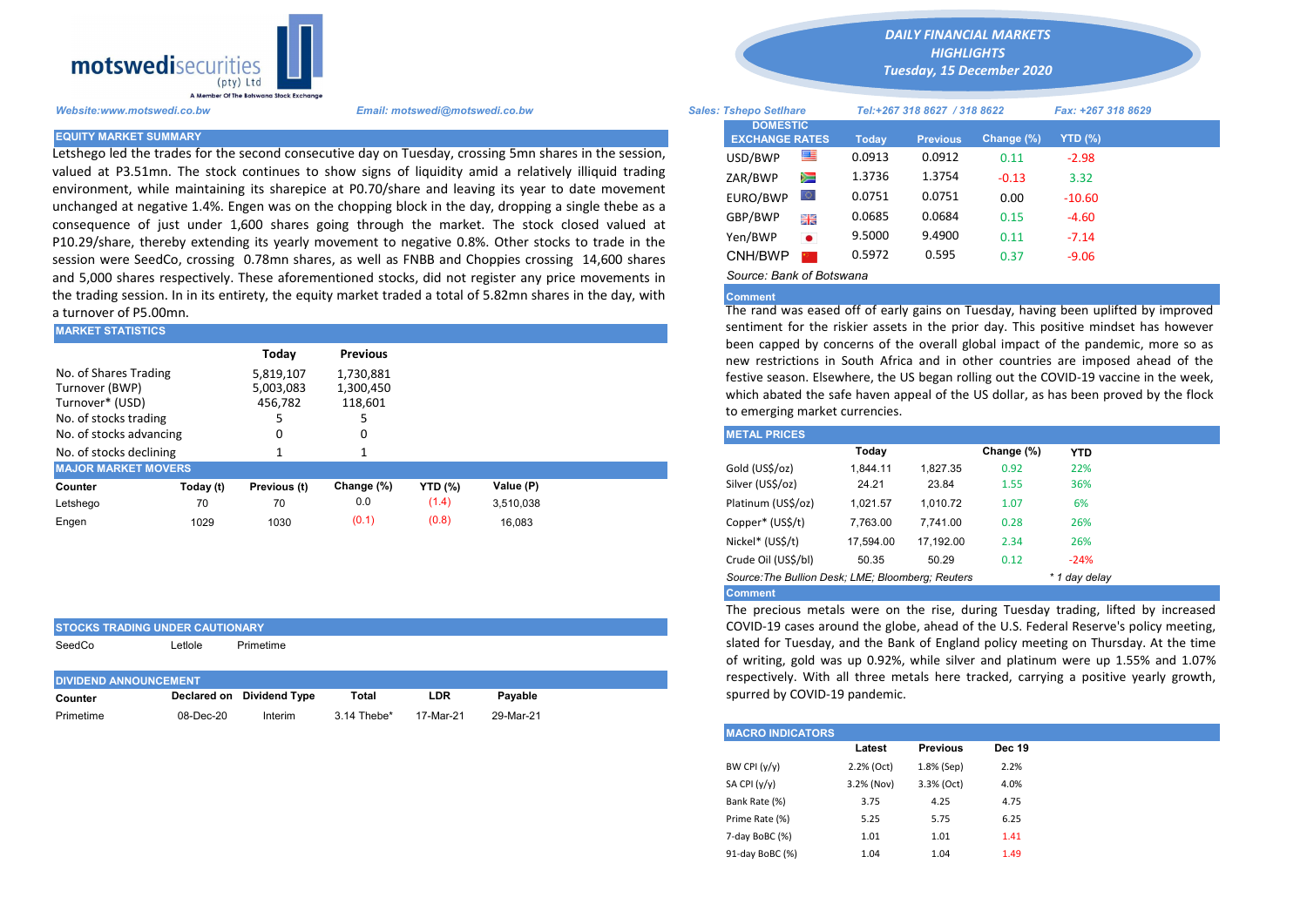motswedisecurities (pty) Ltd
A Member Of The Botswana Stock Exchange

*DAILY FINANCIAL MARKETS HIGHLIGHTS*
*Tuesday, 15 December 2020*

*Website:www.motswedi.co.bw* *Email: motswedi@motswedi.co.bw* *Sales: Tshepo Setlhare* *Tel:+267 318 8627 / 318 8622* *Fax: +267 318 8629*

## EQUITY MARKET SUMMARY

Letshego led the trades for the second consecutive day on Tuesday, crossing 5mn shares in the session, valued at P3.51mn. The stock continues to show signs of liquidity amid a relatively illiquid trading environment, while maintaining its sharepice at P0.70/share and leaving its year to date movement unchanged at negative 1.4%. Engen was on the chopping block in the day, dropping a single thebe as a consequence of just under 1,600 shares going through the market. The stock closed valued at P10.29/share, thereby extending its yearly movement to negative 0.8%. Other stocks to trade in the session were SeedCo, crossing 0.78mn shares, as well as FNBB and Choppies crossing 14,600 shares and 5,000 shares respectively. These aforementioned stocks, did not register any price movements in the trading session. In in its entirety, the equity market traded a total of 5.82mn shares in the day, with a turnover of P5.00mn.

## MARKET STATISTICS

| | Today | Previous |
|---|---|---|
| No. of Shares Trading | 5,819,107 | 1,730,881 |
| Turnover (BWP) | 5,003,083 | 1,300,450 |
| Turnover* (USD) | 456,782 | 118,601 |
| No. of stocks trading | 5 | 5 |
| No. of stocks advancing | 0 | 0 |
| No. of stocks declining | 1 | 1 |

## MAJOR MARKET MOVERS

| Counter | Today (t) | Previous (t) | Change (%) | YTD (%) | Value (P) |
|---|---|---|---|---|---|
| Letshego | 70 | 70 | 0.0 | (1.4) | 3,510,038 |
| Engen | 1029 | 1030 | (0.1) | (0.8) | 16,083 |

## STOCKS TRADING UNDER CAUTIONARY

| SeedCo | Letlole | Primetime |
|---|---|---|

## DIVIDEND ANNOUNCEMENT

| Counter | Declared on | Dividend Type | Total | LDR | Payable |
|---|---|---|---|---|---|
| Primetime | 08-Dec-20 | Interim | 3.14 Thebe* | 17-Mar-21 | 29-Mar-21 |

## DOMESTIC EXCHANGE RATES

| DOMESTIC EXCHANGE RATES | Today | Previous | Change (%) | YTD (%) |
|---|---|---|---|---|
| USD/BWP | 0.0913 | 0.0912 | 0.11 | -2.98 |
| ZAR/BWP | 1.3736 | 1.3754 | -0.13 | 3.32 |
| EURO/BWP | 0.0751 | 0.0751 | 0.00 | -10.60 |
| GBP/BWP | 0.0685 | 0.0684 | 0.15 | -4.60 |
| Yen/BWP | 9.5000 | 9.4900 | 0.11 | -7.14 |
| CNH/BWP | 0.5972 | 0.595 | 0.37 | -9.06 |

*Source: Bank of Botswana*

**Comment**

The rand was eased off of early gains on Tuesday, having been uplifted by improved sentiment for the riskier assets in the prior day. This positive mindset has however been capped by concerns of the overall global impact of the pandemic, more so as new restrictions in South Africa and in other countries are imposed ahead of the festive season. Elsewhere, the US began rolling out the COVID-19 vaccine in the week, which abated the safe haven appeal of the US dollar, as has been proved by the flock to emerging market currencies.

## METAL PRICES

| | Today | | Change (%) | YTD |
|---|---|---|---|---|
| Gold (US$/oz) | 1,844.11 | 1,827.35 | 0.92 | 22% |
| Silver (US$/oz) | 24.21 | 23.84 | 1.55 | 36% |
| Platinum (US$/oz) | 1,021.57 | 1,010.72 | 1.07 | 6% |
| Copper* (US$/t) | 7,763.00 | 7,741.00 | 0.28 | 26% |
| Nickel* (US$/t) | 17,594.00 | 17,192.00 | 2.34 | 26% |
| Crude Oil (US$/bl) | 50.35 | 50.29 | 0.12 | -24% |

*Source:The Bullion Desk; LME; Bloomberg; Reuters* *\* 1 day delay*

**Comment**

The precious metals were on the rise, during Tuesday trading, lifted by increased COVID-19 cases around the globe, ahead of the U.S. Federal Reserve's policy meeting, slated for Tuesday, and the Bank of England policy meeting on Thursday. At the time of writing, gold was up 0.92%, while silver and platinum were up 1.55% and 1.07% respectively. With all three metals here tracked, carrying a positive yearly growth, spurred by COVID-19 pandemic.

## MACRO INDICATORS

| | Latest | Previous | Dec 19 |
|---|---|---|---|
| BW CPI (y/y) | 2.2% (Oct) | 1.8% (Sep) | 2.2% |
| SA CPI (y/y) | 3.2% (Nov) | 3.3% (Oct) | 4.0% |
| Bank Rate (%) | 3.75 | 4.25 | 4.75 |
| Prime Rate (%) | 5.25 | 5.75 | 6.25 |
| 7-day BoBC (%) | 1.01 | 1.01 | 1.41 |
| 91-day BoBC (%) | 1.04 | 1.04 | 1.49 |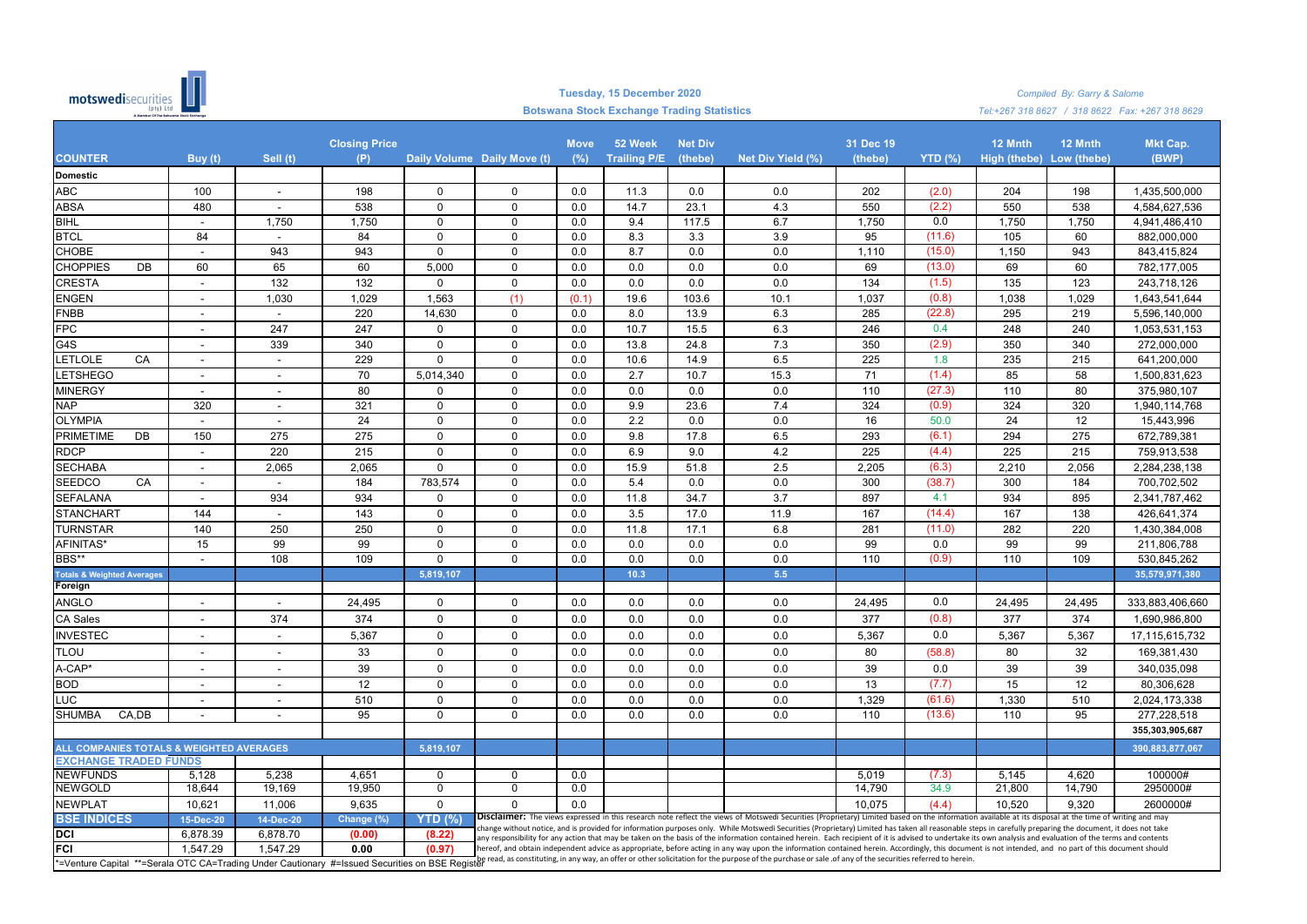**Tuesday, 15 December 2020**

**Botswana Stock Exchange Trading Statistics**

*Compiled By: Garry & Salome*

*Tel:+267 318 8627 / 318 8622 Fax: +267 318 8629*

| COUNTER | Buy (t) | Sell (t) | Closing Price (P) | Daily Volume | Daily Move (t) | Move (%) | 52 Week Trailing P/E | Net Div (thebe) | Net Div Yield (%) | 31 Dec 19 (thebe) | YTD (%) | 12 Mnth High (thebe) | 12 Mnth Low (thebe) | Mkt Cap. (BWP) |
|---|---|---|---|---|---|---|---|---|---|---|---|---|---|---|
| **Domestic** | | | | | | | | | | | | | | |
| ABC | 100 | - | 198 | 0 | 0 | 0.0 | 11.3 | 0.0 | 0.0 | 202 | (2.0) | 204 | 198 | 1,435,500,000 |
| ABSA | 480 | - | 538 | 0 | 0 | 0.0 | 14.7 | 23.1 | 4.3 | 550 | (2.2) | 550 | 538 | 4,584,627,536 |
| BIHL | - | 1,750 | 1,750 | 0 | 0 | 0.0 | 9.4 | 117.5 | 6.7 | 1,750 | 0.0 | 1,750 | 1,750 | 4,941,486,410 |
| BTCL | 84 | - | 84 | 0 | 0 | 0.0 | 8.3 | 3.3 | 3.9 | 95 | (11.6) | 105 | 60 | 882,000,000 |
| CHOBE | - | 943 | 943 | 0 | 0 | 0.0 | 8.7 | 0.0 | 0.0 | 1,110 | (15.0) | 1,150 | 943 | 843,415,824 |
| CHOPPIES DB | 60 | 65 | 60 | 5,000 | 0 | 0.0 | 0.0 | 0.0 | 0.0 | 69 | (13.0) | 69 | 60 | 782,177,005 |
| CRESTA | - | 132 | 132 | 0 | 0 | 0.0 | 0.0 | 0.0 | 0.0 | 134 | (1.5) | 135 | 123 | 243,718,126 |
| ENGEN | - | 1,030 | 1,029 | 1,563 | (1) | (0.1) | 19.6 | 103.6 | 10.1 | 1,037 | (0.8) | 1,038 | 1,029 | 1,643,541,644 |
| FNBB | - | - | 220 | 14,630 | 0 | 0.0 | 8.0 | 13.9 | 6.3 | 285 | (22.8) | 295 | 219 | 5,596,140,000 |
| FPC | - | 247 | 247 | 0 | 0 | 0.0 | 10.7 | 15.5 | 6.3 | 246 | 0.4 | 248 | 240 | 1,053,531,153 |
| G4S | - | 339 | 340 | 0 | 0 | 0.0 | 13.8 | 24.8 | 7.3 | 350 | (2.9) | 350 | 340 | 272,000,000 |
| LETLOLE CA | - | - | 229 | 0 | 0 | 0.0 | 10.6 | 14.9 | 6.5 | 225 | 1.8 | 235 | 215 | 641,200,000 |
| LETSHEGO | - | - | 70 | 5,014,340 | 0 | 0.0 | 2.7 | 10.7 | 15.3 | 71 | (1.4) | 85 | 58 | 1,500,831,623 |
| MINERGY | - | - | 80 | 0 | 0 | 0.0 | 0.0 | 0.0 | 0.0 | 110 | (27.3) | 110 | 80 | 375,980,107 |
| NAP | 320 | - | 321 | 0 | 0 | 0.0 | 9.9 | 23.6 | 7.4 | 324 | (0.9) | 324 | 320 | 1,940,114,768 |
| OLYMPIA | - | - | 24 | 0 | 0 | 0.0 | 2.2 | 0.0 | 0.0 | 16 | 50.0 | 24 | 12 | 15,443,996 |
| PRIMETIME DB | 150 | 275 | 275 | 0 | 0 | 0.0 | 9.8 | 17.8 | 6.5 | 293 | (6.1) | 294 | 275 | 672,789,381 |
| RDCP | - | 220 | 215 | 0 | 0 | 0.0 | 6.9 | 9.0 | 4.2 | 225 | (4.4) | 225 | 215 | 759,913,538 |
| SECHABA | - | 2,065 | 2,065 | 0 | 0 | 0.0 | 15.9 | 51.8 | 2.5 | 2,205 | (6.3) | 2,210 | 2,056 | 2,284,238,138 |
| SEEDCO CA | - | - | 184 | 783,574 | 0 | 0.0 | 5.4 | 0.0 | 0.0 | 300 | (38.7) | 300 | 184 | 700,702,502 |
| SEFALANA | - | 934 | 934 | 0 | 0 | 0.0 | 11.8 | 34.7 | 3.7 | 897 | 4.1 | 934 | 895 | 2,341,787,462 |
| STANCHART | 144 | - | 143 | 0 | 0 | 0.0 | 3.5 | 17.0 | 11.9 | 167 | (14.4) | 167 | 138 | 426,641,374 |
| TURNSTAR | 140 | 250 | 250 | 0 | 0 | 0.0 | 11.8 | 17.1 | 6.8 | 281 | (11.0) | 282 | 220 | 1,430,384,008 |
| AFINITAS* | 15 | 99 | 99 | 0 | 0 | 0.0 | 0.0 | 0.0 | 0.0 | 99 | 0.0 | 99 | 99 | 211,806,788 |
| BBS** | - | 108 | 109 | 0 | 0 | 0.0 | 0.0 | 0.0 | 0.0 | 110 | (0.9) | 110 | 109 | 530,845,262 |
| **Totals & Weighted Averages** | | | | **5,819,107** | | | **10.3** | | **5.5** | | | | | **35,579,971,380** |
| **Foreign** | | | | | | | | | | | | | | |
| ANGLO | - | - | 24,495 | 0 | 0 | 0.0 | 0.0 | 0.0 | 0.0 | 24,495 | 0.0 | 24,495 | 24,495 | 333,883,406,660 |
| CA Sales | - | 374 | 374 | 0 | 0 | 0.0 | 0.0 | 0.0 | 0.0 | 377 | (0.8) | 377 | 374 | 1,690,986,800 |
| INVESTEC | - | - | 5,367 | 0 | 0 | 0.0 | 0.0 | 0.0 | 0.0 | 5,367 | 0.0 | 5,367 | 5,367 | 17,115,615,732 |
| TLOU | - | - | 33 | 0 | 0 | 0.0 | 0.0 | 0.0 | 0.0 | 80 | (58.8) | 80 | 32 | 169,381,430 |
| A-CAP* | - | - | 39 | 0 | 0 | 0.0 | 0.0 | 0.0 | 0.0 | 39 | 0.0 | 39 | 39 | 340,035,098 |
| BOD | - | - | 12 | 0 | 0 | 0.0 | 0.0 | 0.0 | 0.0 | 13 | (7.7) | 15 | 12 | 80,306,628 |
| LUC | - | - | 510 | 0 | 0 | 0.0 | 0.0 | 0.0 | 0.0 | 1,329 | (61.6) | 1,330 | 510 | 2,024,173,338 |
| SHUMBA CA,DB | - | - | 95 | 0 | 0 | 0.0 | 0.0 | 0.0 | 0.0 | 110 | (13.6) | 110 | 95 | 277,228,518 |
| | | | | | | | | | | | | | | **355,303,905,687** |
| **ALL COMPANIES TOTALS & WEIGHTED AVERAGES** | | | | **5,819,107** | | | | | | | | | | **390,883,877,067** |
| **EXCHANGE TRADED FUNDS** | | | | | | | | | | | | | | |
| NEWFUNDS | 5,128 | 5,238 | 4,651 | 0 | 0 | 0.0 | | | | 5,019 | (7.3) | 5,145 | 4,620 | 100000# |
| NEWGOLD | 18,644 | 19,169 | 19,950 | 0 | 0 | 0.0 | | | | 14,790 | 34.9 | 21,800 | 14,790 | 2950000# |
| NEWPLAT | 10,621 | 11,006 | 9,635 | 0 | 0 | 0.0 | | | | 10,075 | (4.4) | 10,520 | 9,320 | 2600000# |

| BSE INDICES | 15-Dec-20 | 14-Dec-20 | Change (%) | YTD (%) |
|---|---|---|---|---|
| DCI | 6,878.39 | 6,878.70 | (0.00) | (8.22) |
| FCI | 1,547.29 | 1,547.29 | 0.00 | (0.97) |

*=Venture Capital **=Serala OTC CA=Trading Under Cautionary #=Issued Securities on BSE Register

**Disclaimer:** The views expressed in this research note reflect the views of Motswedi Securities (Proprietary) Limited based on the information available at its disposal at the time of writing and may change without notice, and is provided for information purposes only. While Motswedi Securities (Proprietary) Limited has taken all reasonable steps in carefully preparing the document, it does not take any responsibility for any action that may be taken on the basis of the information contained herein. Each recipient of it is advised to undertake its own analysis and evaluation of the terms and contents hereof, and obtain independent advice as appropriate, before acting in any way upon the information contained herein. Accordingly, this document is not intended, and no part of this document should be read, as constituting, in any way, an offer or other solicitation for the purpose of the purchase or sale .of any of the securities referred to herein.